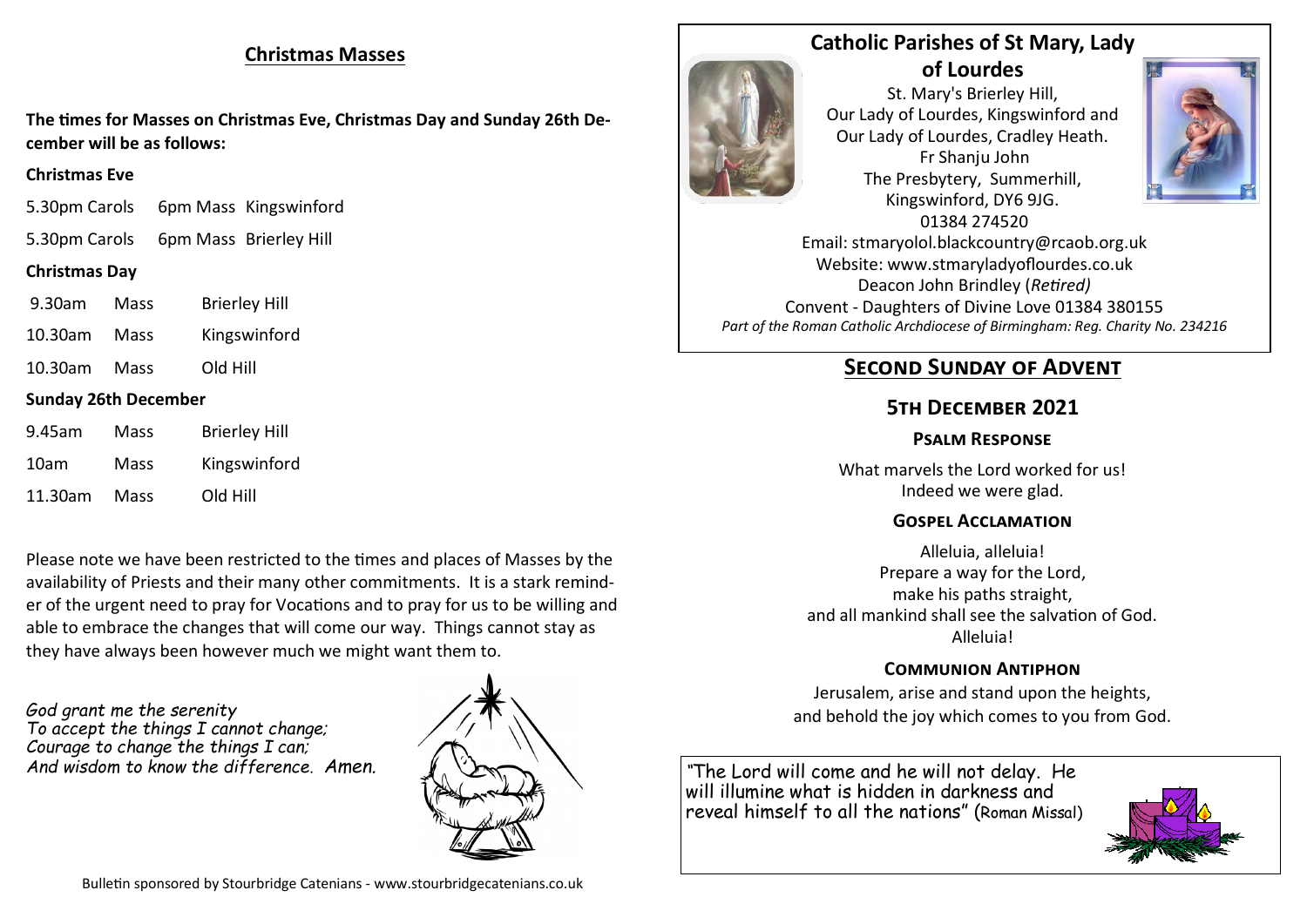## Christmas Masses

**The times for Masses on Christmas Eve, Christmas Day and Sunday 26th December will be as follows:**

**Christmas Eve**

| | | |
|---|---|---|
| 5.30pm Carols | 6pm Mass | Kingswinford |
| 5.30pm Carols | 6pm Mass | Brierley Hill |

**Christmas Day**

| | | |
|---|---|---|
| 9.30am | Mass | Brierley Hill |
| 10.30am | Mass | Kingswinford |
| 10.30am | Mass | Old Hill |

**Sunday 26th December**

| | | |
|---|---|---|
| 9.45am | Mass | Brierley Hill |
| 10am | Mass | Kingswinford |
| 11.30am | Mass | Old Hill |

Please note we have been restricted to the times and places of Masses by the availability of Priests and their many other commitments. It is a stark reminder of the urgent need to pray for Vocations and to pray for us to be willing and able to embrace the changes that will come our way. Things cannot stay as they have always been however much we might want them to.

*God grant me the serenity*
*To accept the things I cannot change;*
*Courage to change the things I can;*
*And wisdom to know the difference. Amen.*

Bulletin sponsored by Stourbridge Catenians - www.stourbridgecatenians.co.uk

## Catholic Parishes of St Mary, Lady of Lourdes

St. Mary's Brierley Hill,
Our Lady of Lourdes, Kingswinford and
Our Lady of Lourdes, Cradley Heath.
Fr Shanju John
The Presbytery, Summerhill,
Kingswinford, DY6 9JG.
01384 274520
Email: stmaryolol.blackcountry@rcaob.org.uk
Website: www.stmaryladyoflourdes.co.uk
Deacon John Brindley (*Retired)*
Convent - Daughters of Divine Love 01384 380155
*Part of the Roman Catholic Archdiocese of Birmingham: Reg. Charity No. 234216*

## Second Sunday of Advent

## 5th December 2021

### Psalm Response

What marvels the Lord worked for us!
Indeed we were glad.

### Gospel Acclamation

Alleluia, alleluia!
Prepare a way for the Lord,
make his paths straight,
and all mankind shall see the salvation of God.
Alleluia!

### Communion Antiphon

Jerusalem, arise and stand upon the heights,
and behold the joy which comes to you from God.

"The Lord will come and he will not delay. He will illumine what is hidden in darkness and reveal himself to all the nations" (Roman Missal)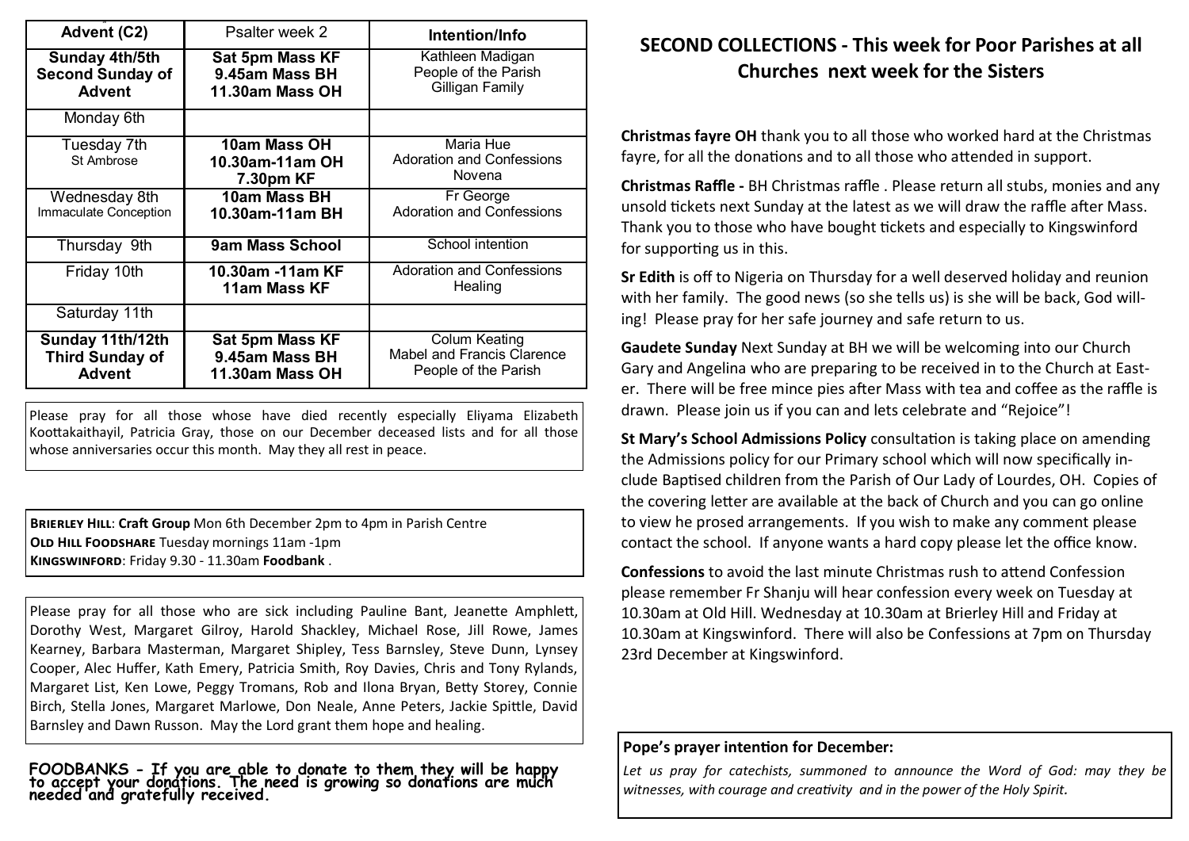| Advent (C2) | Psalter week 2 | Intention/Info |
|---|---|---|
| **Sunday 4th/5th Second Sunday of Advent** | **Sat 5pm Mass KF 9.45am Mass BH 11.30am Mass OH** | Kathleen Madigan People of the Parish Gilligan Family |
| Monday 6th | | |
| Tuesday 7th St Ambrose | **10am Mass OH 10.30am-11am OH 7.30pm KF** | Maria Hue Adoration and Confessions Novena |
| Wednesday 8th Immaculate Conception | **10am Mass BH 10.30am-11am BH** | Fr George Adoration and Confessions |
| Thursday 9th | **9am Mass School** | School intention |
| Friday 10th | **10.30am -11am KF 11am Mass KF** | Adoration and Confessions Healing |
| Saturday 11th | | |
| **Sunday 11th/12th Third Sunday of Advent** | **Sat 5pm Mass KF 9.45am Mass BH 11.30am Mass OH** | Colum Keating Mabel and Francis Clarence People of the Parish |

Please pray for all those whose have died recently especially Eliyama Elizabeth Koottakaithayil, Patricia Gray, those on our December deceased lists and for all those whose anniversaries occur this month. May they all rest in peace.

**Brierley Hill**: **Craft Group** Mon 6th December 2pm to 4pm in Parish Centre
**Old Hill Foodshare** Tuesday mornings 11am -1pm
**Kingswinford**: Friday 9.30 - 11.30am **Foodbank** .

Please pray for all those who are sick including Pauline Bant, Jeanette Amphlett, Dorothy West, Margaret Gilroy, Harold Shackley, Michael Rose, Jill Rowe, James Kearney, Barbara Masterman, Margaret Shipley, Tess Barnsley, Steve Dunn, Lynsey Cooper, Alec Huffer, Kath Emery, Patricia Smith, Roy Davies, Chris and Tony Rylands, Margaret List, Ken Lowe, Peggy Tromans, Rob and Ilona Bryan, Betty Storey, Connie Birch, Stella Jones, Margaret Marlowe, Don Neale, Anne Peters, Jackie Spittle, David Barnsley and Dawn Russon. May the Lord grant them hope and healing.

**FOODBANKS - If you are able to donate to them they will be happy to accept your donations. The need is growing so donations are much needed and gratefully received.**

## SECOND COLLECTIONS - This week for Poor Parishes at all Churches next week for the Sisters

**Christmas fayre OH** thank you to all those who worked hard at the Christmas fayre, for all the donations and to all those who attended in support.

**Christmas Raffle -** BH Christmas raffle . Please return all stubs, monies and any unsold tickets next Sunday at the latest as we will draw the raffle after Mass. Thank you to those who have bought tickets and especially to Kingswinford for supporting us in this.

**Sr Edith** is off to Nigeria on Thursday for a well deserved holiday and reunion with her family. The good news (so she tells us) is she will be back, God willing! Please pray for her safe journey and safe return to us.

**Gaudete Sunday** Next Sunday at BH we will be welcoming into our Church Gary and Angelina who are preparing to be received in to the Church at Easter. There will be free mince pies after Mass with tea and coffee as the raffle is drawn. Please join us if you can and lets celebrate and "Rejoice"!

**St Mary's School Admissions Policy** consultation is taking place on amending the Admissions policy for our Primary school which will now specifically include Baptised children from the Parish of Our Lady of Lourdes, OH. Copies of the covering letter are available at the back of Church and you can go online to view he prosed arrangements. If you wish to make any comment please contact the school. If anyone wants a hard copy please let the office know.

**Confessions** to avoid the last minute Christmas rush to attend Confession please remember Fr Shanju will hear confession every week on Tuesday at 10.30am at Old Hill. Wednesday at 10.30am at Brierley Hill and Friday at 10.30am at Kingswinford. There will also be Confessions at 7pm on Thursday 23rd December at Kingswinford.

**Pope's prayer intention for December:**

*Let us pray for catechists, summoned to announce the Word of God: may they be witnesses, with courage and creativity and in the power of the Holy Spirit.*